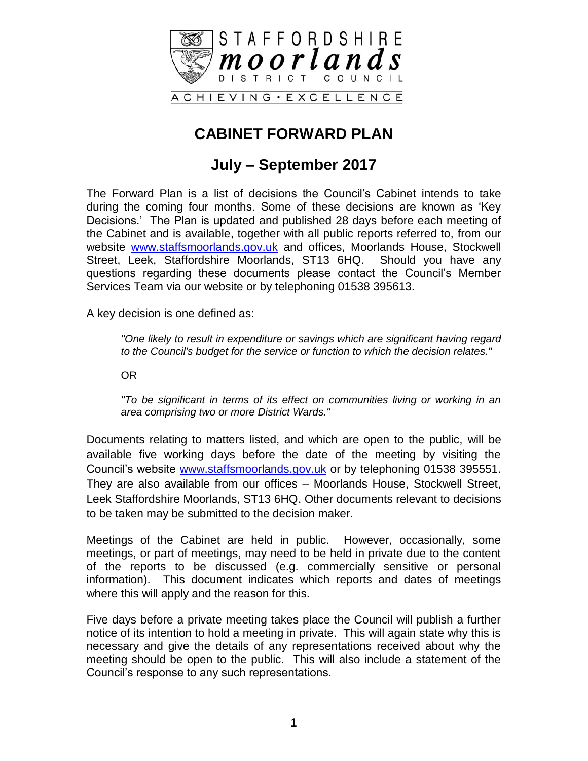STAFFORDSHIRE
**moorlands**
DISTRICT COUNCIL

ACHIEVING · EXCELLENCE

# CABINET FORWARD PLAN

## July – September 2017

The Forward Plan is a list of decisions the Council's Cabinet intends to take during the coming four months. Some of these decisions are known as 'Key Decisions.' The Plan is updated and published 28 days before each meeting of the Cabinet and is available, together with all public reports referred to, from our website www.staffsmoorlands.gov.uk and offices, Moorlands House, Stockwell Street, Leek, Staffordshire Moorlands, ST13 6HQ. Should you have any questions regarding these documents please contact the Council's Member Services Team via our website or by telephoning 01538 395613.

A key decision is one defined as:

> *"One likely to result in expenditure or savings which are significant having regard to the Council's budget for the service or function to which the decision relates."*
>
> OR
>
> *"To be significant in terms of its effect on communities living or working in an area comprising two or more District Wards."*

Documents relating to matters listed, and which are open to the public, will be available five working days before the date of the meeting by visiting the Council's website www.staffsmoorlands.gov.uk or by telephoning 01538 395551. They are also available from our offices – Moorlands House, Stockwell Street, Leek Staffordshire Moorlands, ST13 6HQ. Other documents relevant to decisions to be taken may be submitted to the decision maker.

Meetings of the Cabinet are held in public. However, occasionally, some meetings, or part of meetings, may need to be held in private due to the content of the reports to be discussed (e.g. commercially sensitive or personal information). This document indicates which reports and dates of meetings where this will apply and the reason for this.

Five days before a private meeting takes place the Council will publish a further notice of its intention to hold a meeting in private. This will again state why this is necessary and give the details of any representations received about why the meeting should be open to the public. This will also include a statement of the Council's response to any such representations.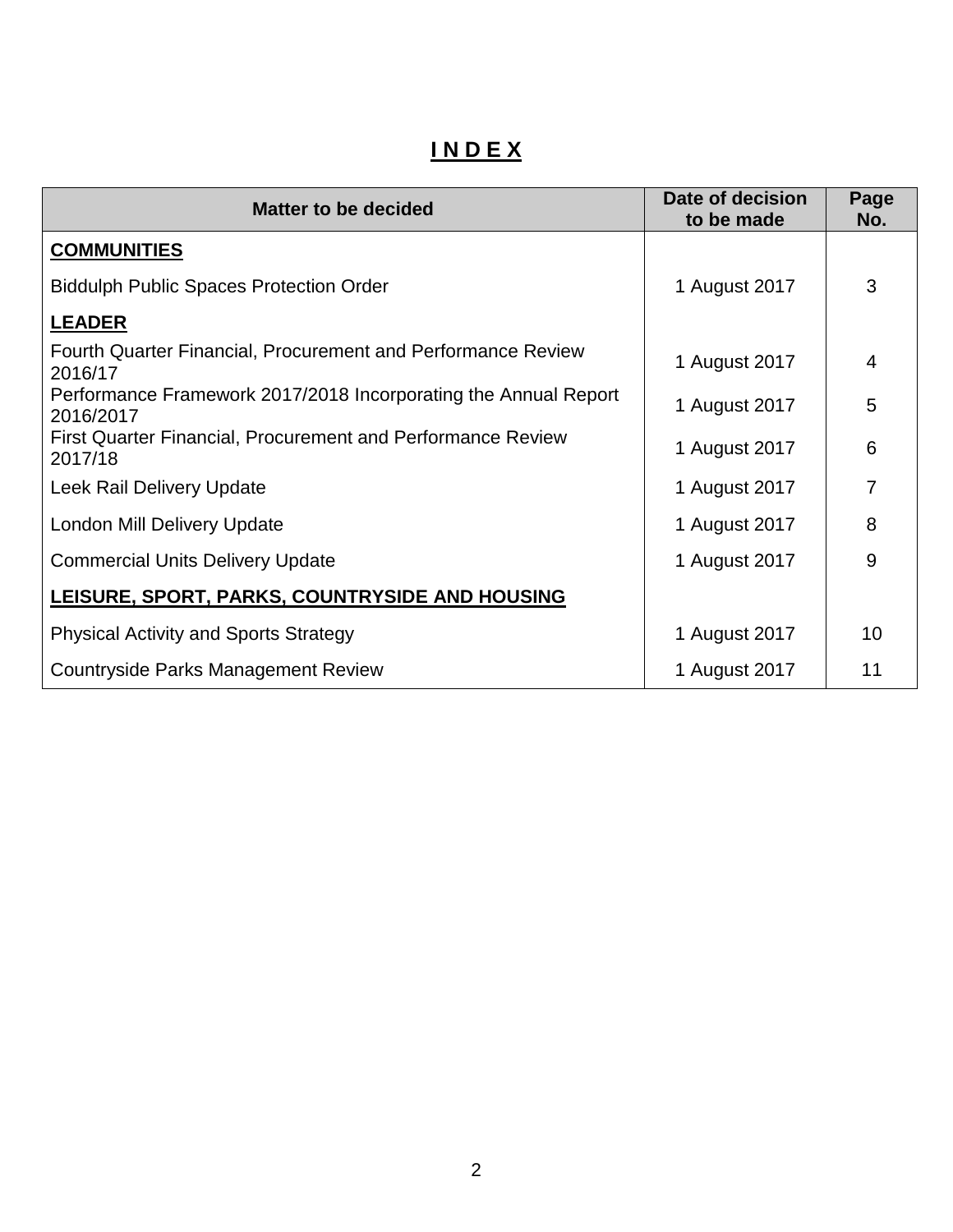# I N D E X

| Matter to be decided | Date of decision to be made | Page No. |
|---|---|---|
| **COMMUNITIES** | | |
| Biddulph Public Spaces Protection Order | 1 August 2017 | 3 |
| **LEADER** | | |
| Fourth Quarter Financial, Procurement and Performance Review 2016/17 | 1 August 2017 | 4 |
| Performance Framework 2017/2018 Incorporating the Annual Report 2016/2017 | 1 August 2017 | 5 |
| First Quarter Financial, Procurement and Performance Review 2017/18 | 1 August 2017 | 6 |
| Leek Rail Delivery Update | 1 August 2017 | 7 |
| London Mill Delivery Update | 1 August 2017 | 8 |
| Commercial Units Delivery Update | 1 August 2017 | 9 |
| **LEISURE, SPORT, PARKS, COUNTRYSIDE AND HOUSING** | | |
| Physical Activity and Sports Strategy | 1 August 2017 | 10 |
| Countryside Parks Management Review | 1 August 2017 | 11 |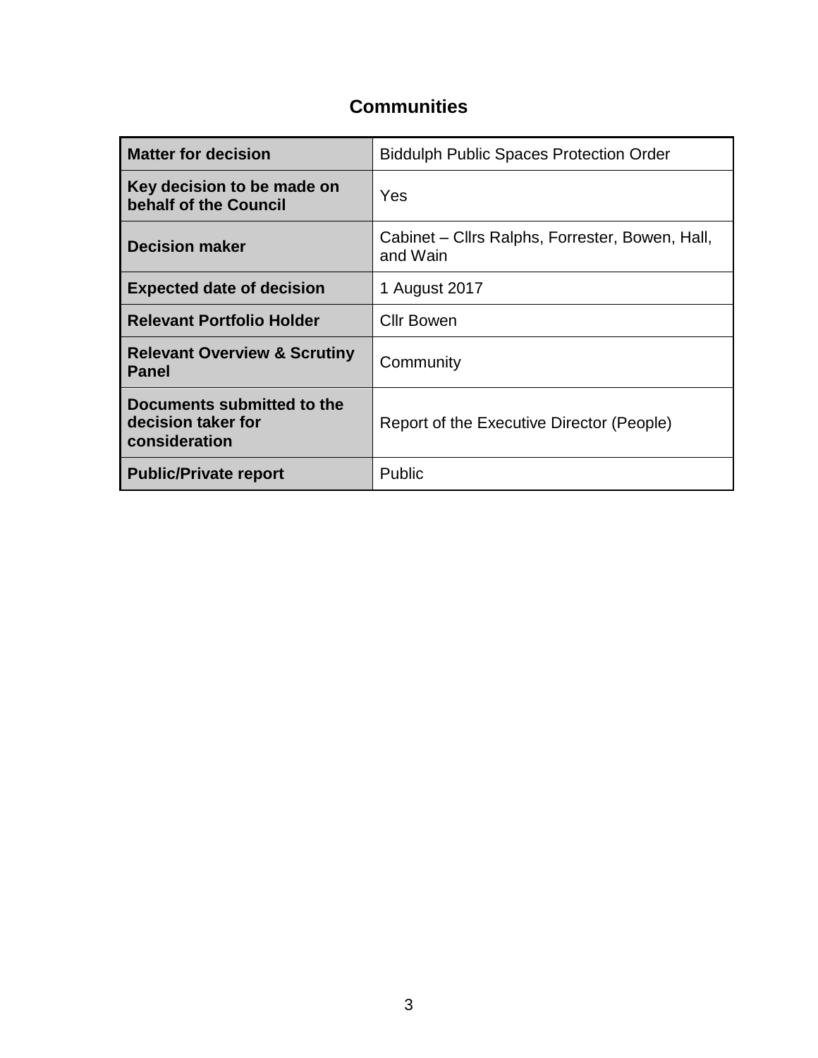# Communities

| | |
|---|---|
| **Matter for decision** | Biddulph Public Spaces Protection Order |
| **Key decision to be made on behalf of the Council** | Yes |
| **Decision maker** | Cabinet – Cllrs Ralphs, Forrester, Bowen, Hall, and Wain |
| **Expected date of decision** | 1 August 2017 |
| **Relevant Portfolio Holder** | Cllr Bowen |
| **Relevant Overview & Scrutiny Panel** | Community |
| **Documents submitted to the decision taker for consideration** | Report of the Executive Director (People) |
| **Public/Private report** | Public |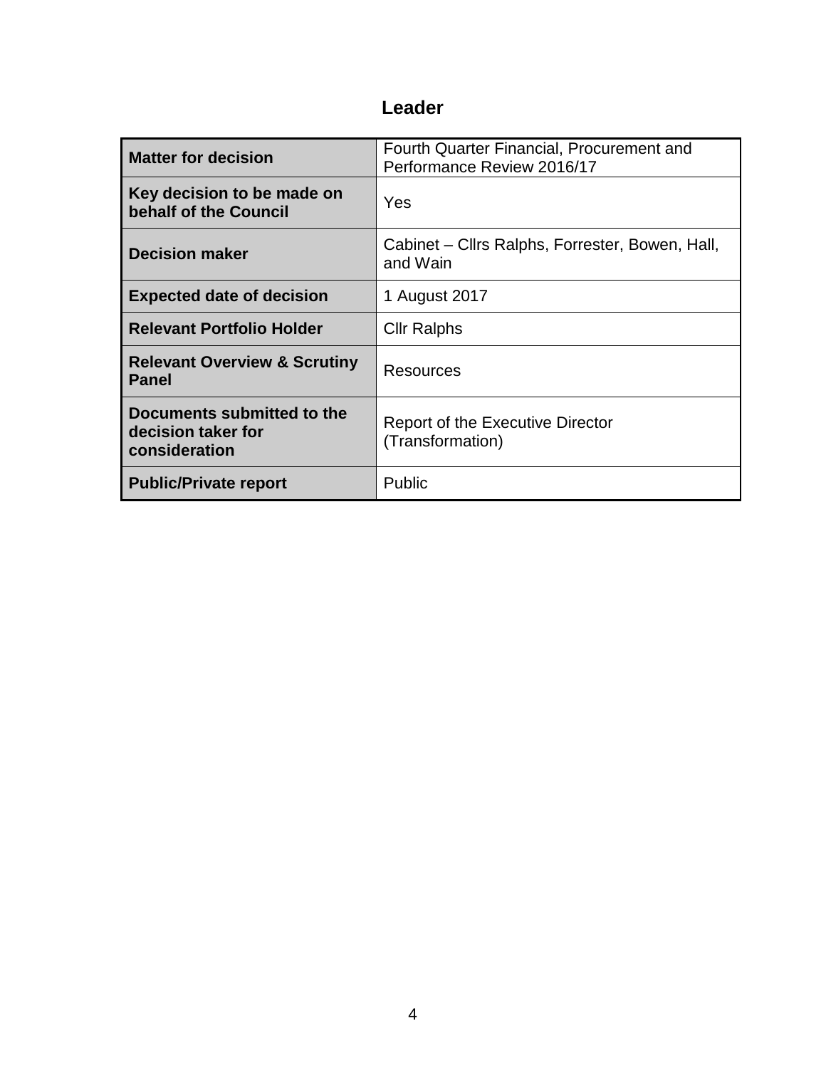# Leader

| | |
|---|---|
| **Matter for decision** | Fourth Quarter Financial, Procurement and Performance Review 2016/17 |
| **Key decision to be made on behalf of the Council** | Yes |
| **Decision maker** | Cabinet – Cllrs Ralphs, Forrester, Bowen, Hall, and Wain |
| **Expected date of decision** | 1 August 2017 |
| **Relevant Portfolio Holder** | Cllr Ralphs |
| **Relevant Overview & Scrutiny Panel** | Resources |
| **Documents submitted to the decision taker for consideration** | Report of the Executive Director (Transformation) |
| **Public/Private report** | Public |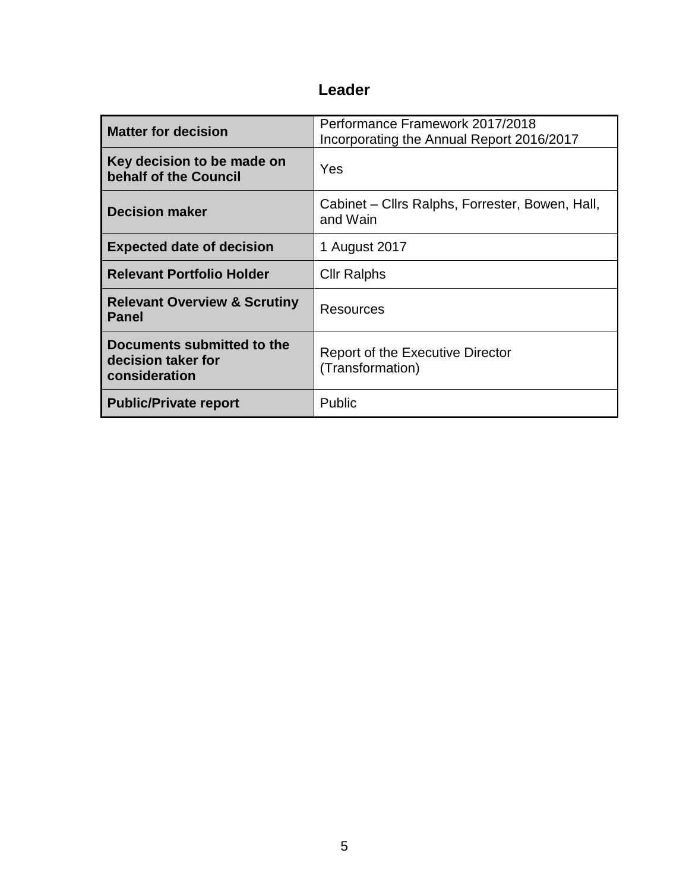# Leader

| | |
|---|---|
| **Matter for decision** | Performance Framework 2017/2018 Incorporating the Annual Report 2016/2017 |
| **Key decision to be made on behalf of the Council** | Yes |
| **Decision maker** | Cabinet – Cllrs Ralphs, Forrester, Bowen, Hall, and Wain |
| **Expected date of decision** | 1 August 2017 |
| **Relevant Portfolio Holder** | Cllr Ralphs |
| **Relevant Overview & Scrutiny Panel** | Resources |
| **Documents submitted to the decision taker for consideration** | Report of the Executive Director (Transformation) |
| **Public/Private report** | Public |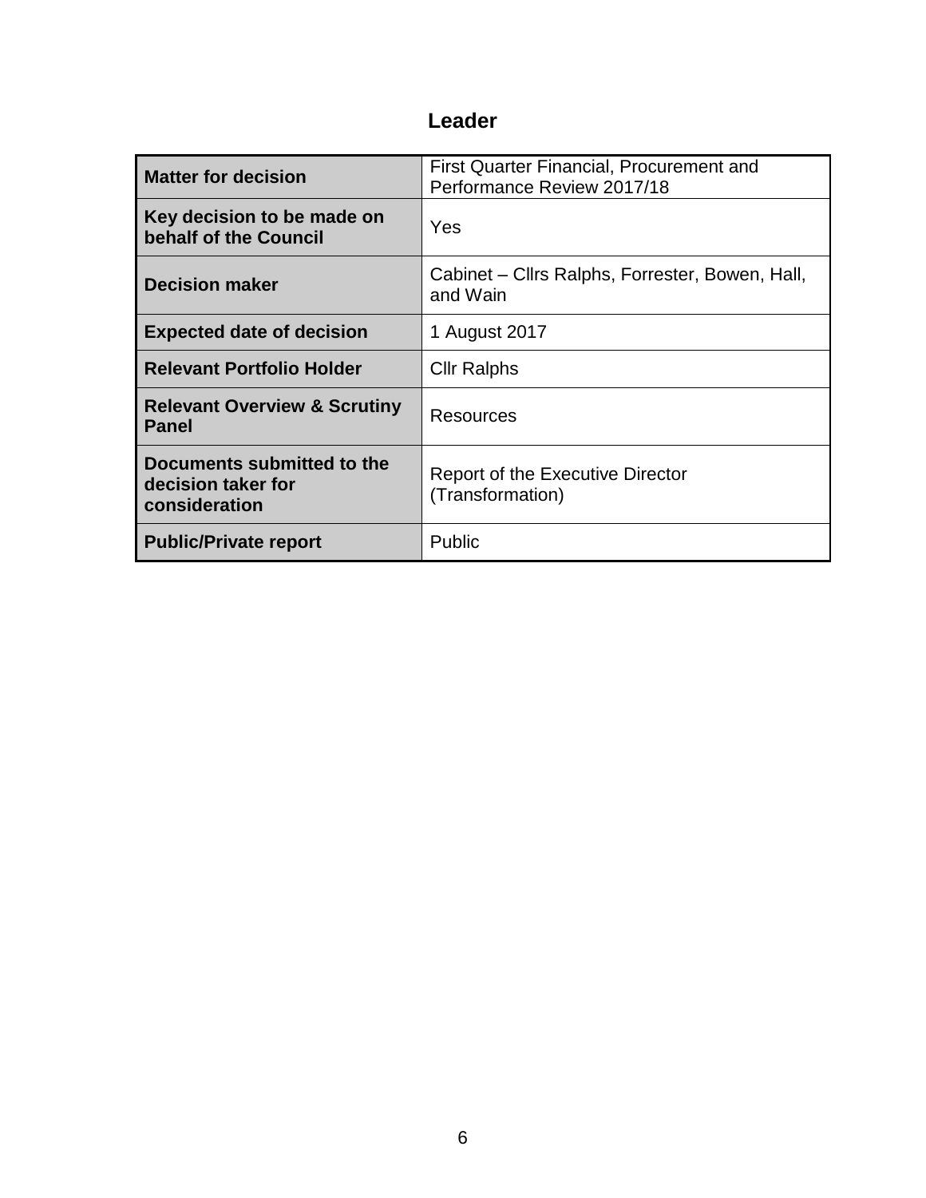## Leader

| | |
|---|---|
| **Matter for decision** | First Quarter Financial, Procurement and Performance Review 2017/18 |
| **Key decision to be made on behalf of the Council** | Yes |
| **Decision maker** | Cabinet – Cllrs Ralphs, Forrester, Bowen, Hall, and Wain |
| **Expected date of decision** | 1 August 2017 |
| **Relevant Portfolio Holder** | Cllr Ralphs |
| **Relevant Overview & Scrutiny Panel** | Resources |
| **Documents submitted to the decision taker for consideration** | Report of the Executive Director (Transformation) |
| **Public/Private report** | Public |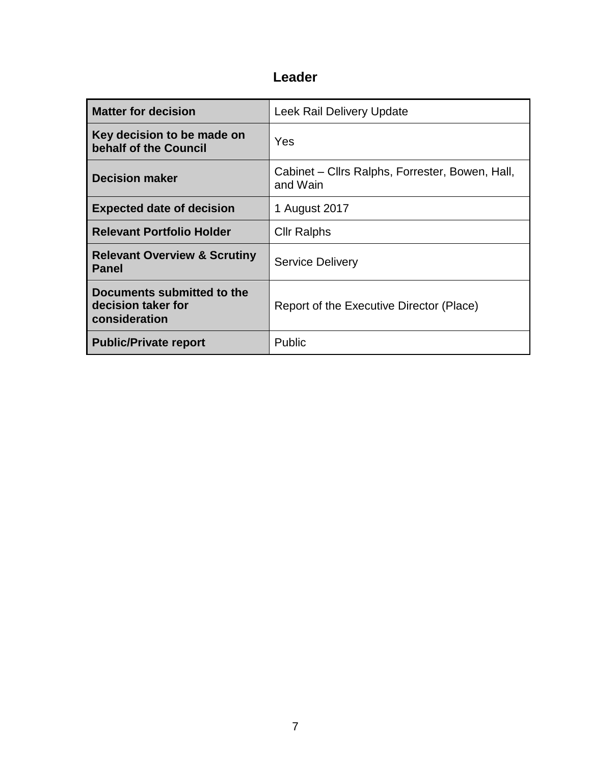# Leader

| | |
|---|---|
| **Matter for decision** | Leek Rail Delivery Update |
| **Key decision to be made on behalf of the Council** | Yes |
| **Decision maker** | Cabinet – Cllrs Ralphs, Forrester, Bowen, Hall, and Wain |
| **Expected date of decision** | 1 August 2017 |
| **Relevant Portfolio Holder** | Cllr Ralphs |
| **Relevant Overview & Scrutiny Panel** | Service Delivery |
| **Documents submitted to the decision taker for consideration** | Report of the Executive Director (Place) |
| **Public/Private report** | Public |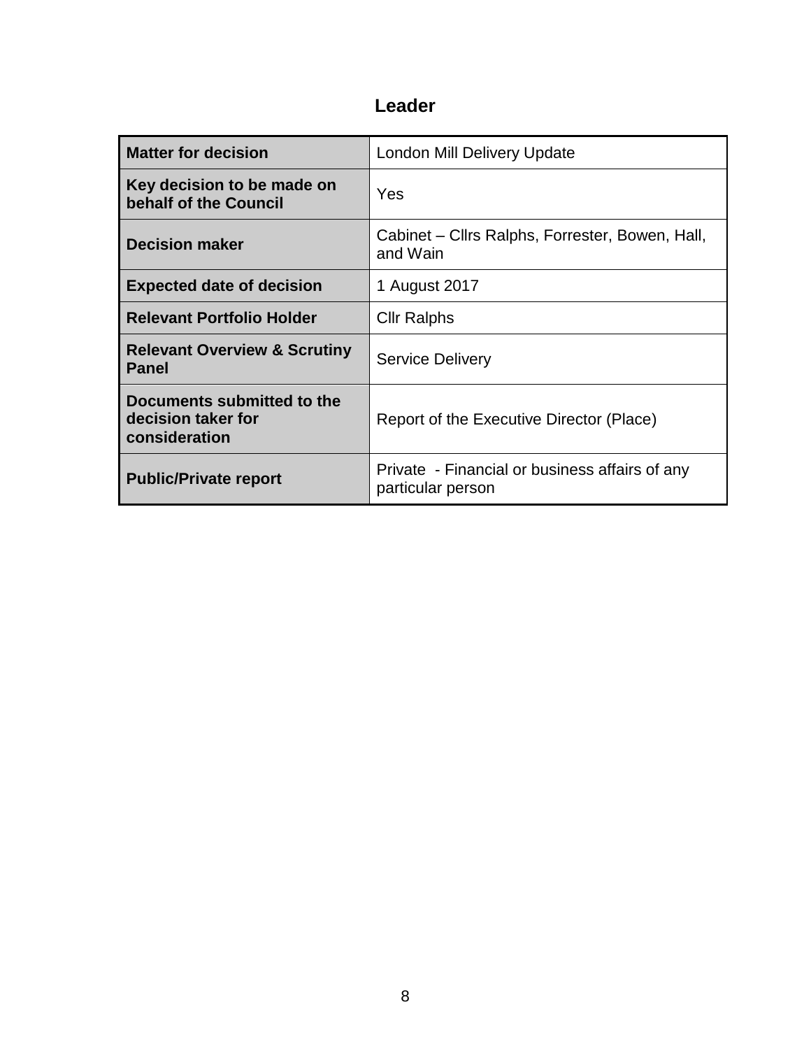## Leader

| | |
|---|---|
| **Matter for decision** | London Mill Delivery Update |
| **Key decision to be made on behalf of the Council** | Yes |
| **Decision maker** | Cabinet – Cllrs Ralphs, Forrester, Bowen, Hall, and Wain |
| **Expected date of decision** | 1 August 2017 |
| **Relevant Portfolio Holder** | Cllr Ralphs |
| **Relevant Overview & Scrutiny Panel** | Service Delivery |
| **Documents submitted to the decision taker for consideration** | Report of the Executive Director (Place) |
| **Public/Private report** | Private - Financial or business affairs of any particular person |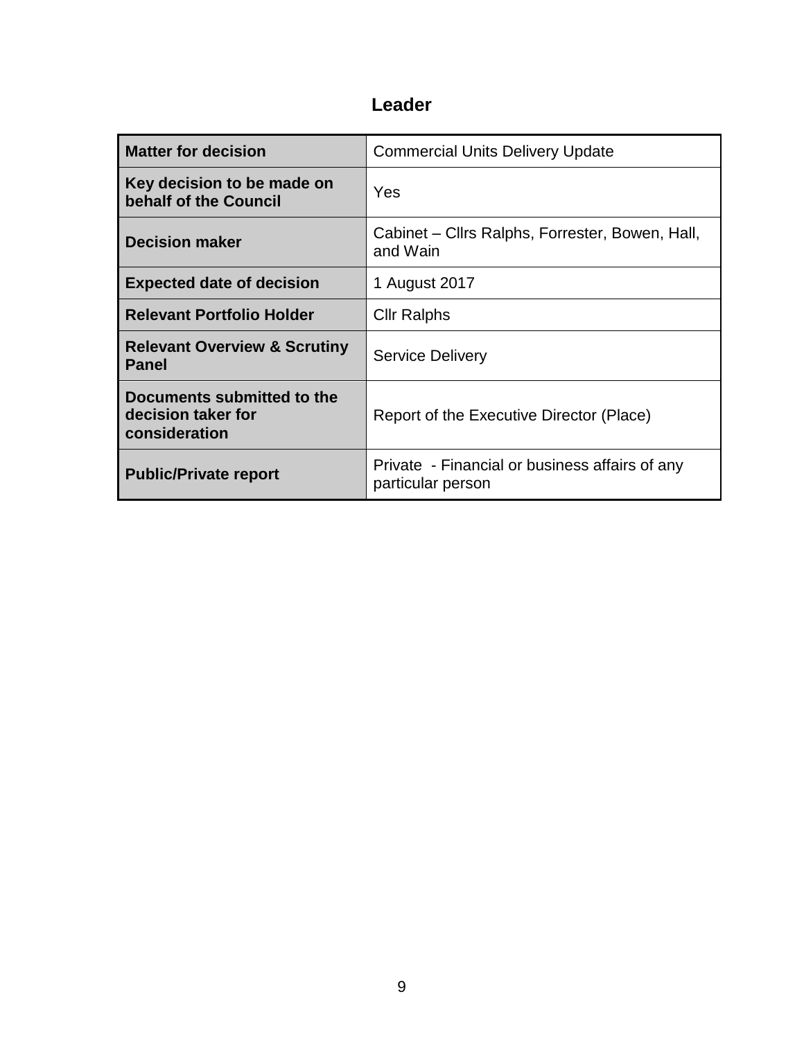# Leader

| | |
|---|---|
| **Matter for decision** | Commercial Units Delivery Update |
| **Key decision to be made on behalf of the Council** | Yes |
| **Decision maker** | Cabinet – Cllrs Ralphs, Forrester, Bowen, Hall, and Wain |
| **Expected date of decision** | 1 August 2017 |
| **Relevant Portfolio Holder** | Cllr Ralphs |
| **Relevant Overview & Scrutiny Panel** | Service Delivery |
| **Documents submitted to the decision taker for consideration** | Report of the Executive Director (Place) |
| **Public/Private report** | Private - Financial or business affairs of any particular person |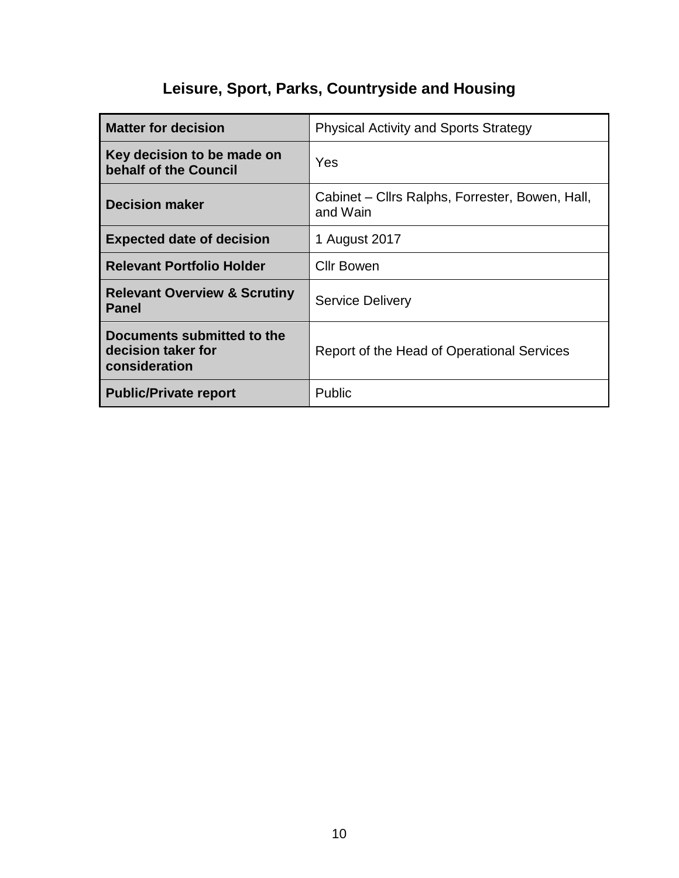# Leisure, Sport, Parks, Countryside and Housing

| | |
|---|---|
| **Matter for decision** | Physical Activity and Sports Strategy |
| **Key decision to be made on behalf of the Council** | Yes |
| **Decision maker** | Cabinet – Cllrs Ralphs, Forrester, Bowen, Hall, and Wain |
| **Expected date of decision** | 1 August 2017 |
| **Relevant Portfolio Holder** | Cllr Bowen |
| **Relevant Overview & Scrutiny Panel** | Service Delivery |
| **Documents submitted to the decision taker for consideration** | Report of the Head of Operational Services |
| **Public/Private report** | Public |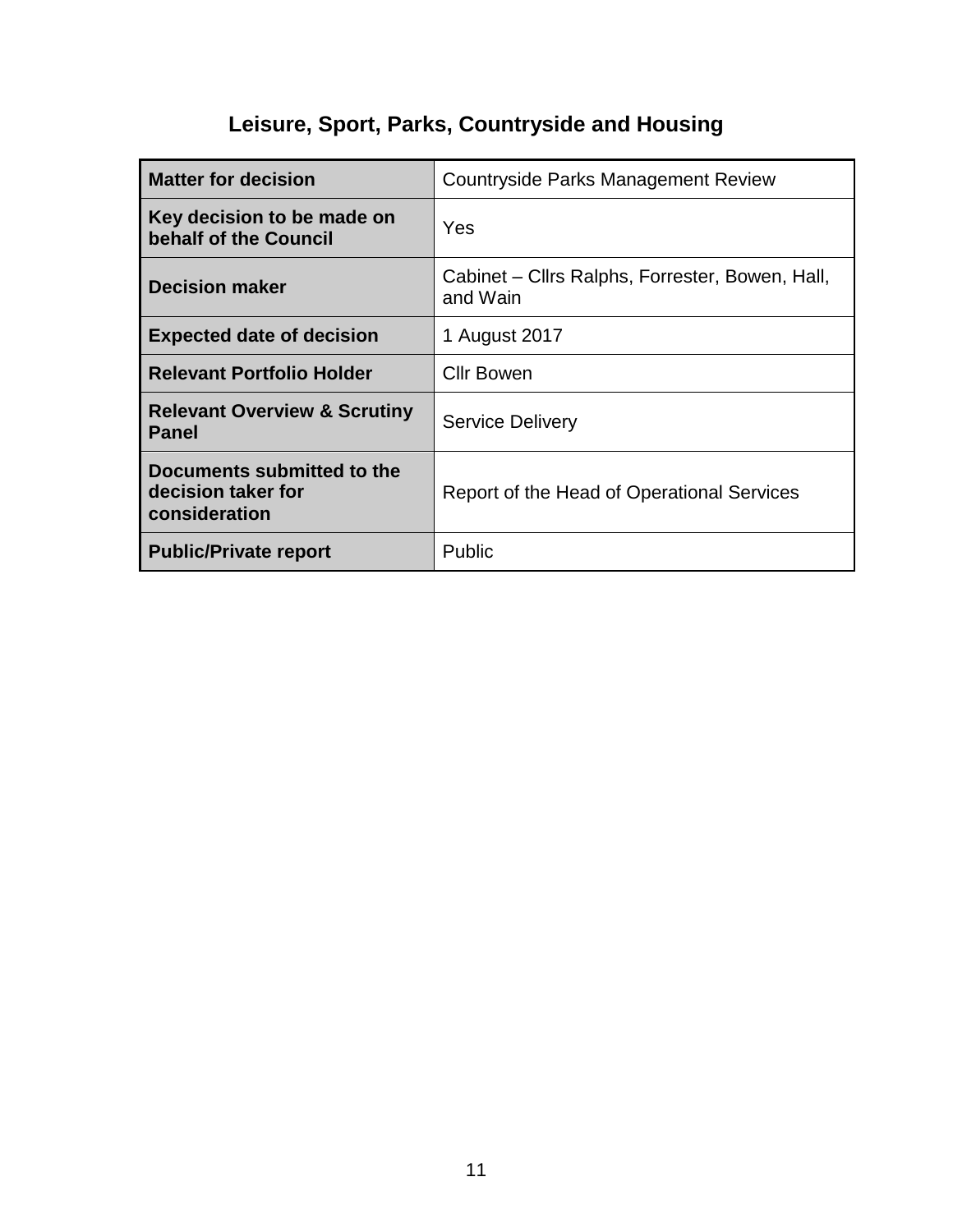# Leisure, Sport, Parks, Countryside and Housing

| | |
|---|---|
| **Matter for decision** | Countryside Parks Management Review |
| **Key decision to be made on behalf of the Council** | Yes |
| **Decision maker** | Cabinet – Cllrs Ralphs, Forrester, Bowen, Hall, and Wain |
| **Expected date of decision** | 1 August 2017 |
| **Relevant Portfolio Holder** | Cllr Bowen |
| **Relevant Overview & Scrutiny Panel** | Service Delivery |
| **Documents submitted to the decision taker for consideration** | Report of the Head of Operational Services |
| **Public/Private report** | Public |